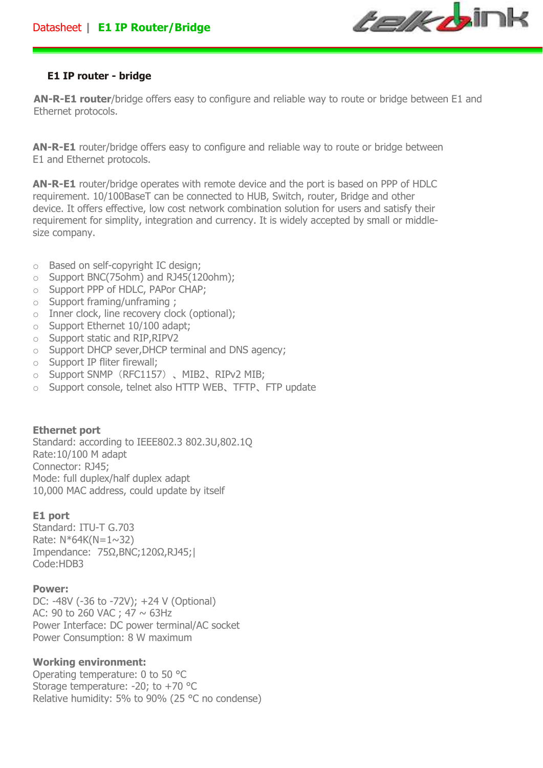## E1 IP router - bridge

**AN-R-E1 router**/bridge offers easy to configure and reliable way to route or bridge between E1 and Ethernet protocols.

**AN-R-E1** router/bridge offers easy to configure and reliable way to route or bridge between E1 and Ethernet protocols.

**AN-R-E1** router/bridge operates with remote device and the port is based on PPP of HDLC requirement. 10/100BaseT can be connected to HUB, Switch, router, Bridge and other device. It offers effective, low cost network combination solution for users and satisfy their requirement for simplity, integration and currency. It is widely accepted by small or middle-size company.

- Based on self-copyright IC design;
- Support BNC(75ohm) and RJ45(120ohm);
- Support PPP of HDLC, PAPor CHAP;
- Support framing/unframing ;
- Inner clock, line recovery clock (optional);
- Support Ethernet 10/100 adapt;
- Support static and RIP,RIPV2
- Support DHCP sever,DHCP terminal and DNS agency;
- Support IP fliter firewall;
- Support SNMP（RFC1157）、MIB2、RIPv2 MIB;
- Support console, telnet also HTTP WEB、TFTP、FTP update

**Ethernet port**
Standard: according to IEEE802.3 802.3U,802.1Q
Rate:10/100 M adapt
Connector: RJ45;
Mode: full duplex/half duplex adapt
10,000 MAC address, could update by itself

**E1 port**
Standard: ITU-T G.703
Rate: N*64K(N=1~32)
Impendance: 75Ω,BNC;120Ω,RJ45;|
Code:HDB3

**Power:**
DC: -48V (-36 to -72V); +24 V (Optional)
AC: 90 to 260 VAC ; 47 ~ 63Hz
Power Interface: DC power terminal/AC socket
Power Consumption: 8 W maximum

**Working environment:**
Operating temperature: 0 to 50 °C
Storage temperature: -20; to +70 °C
Relative humidity: 5% to 90% (25 °C no condense)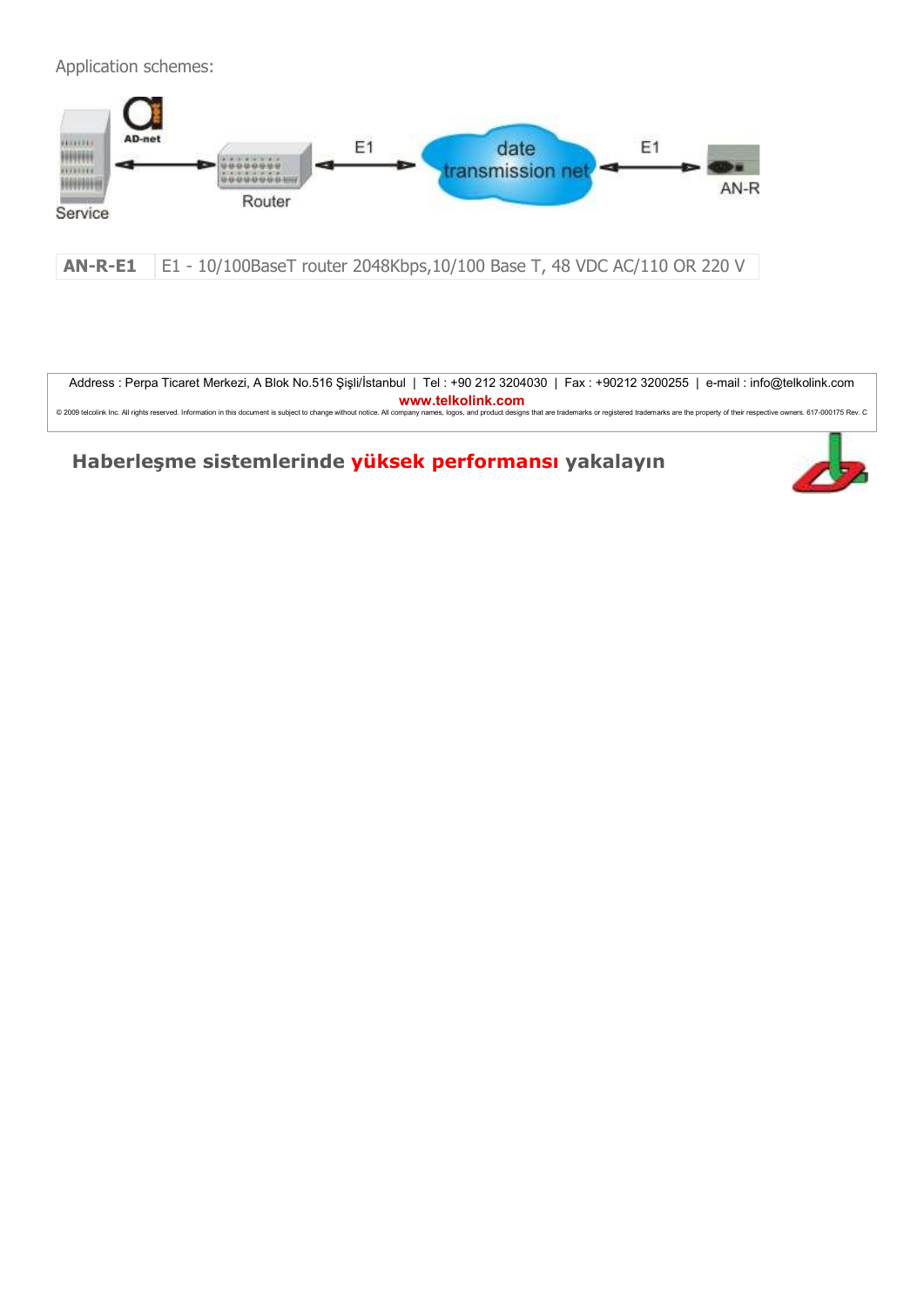Application schemes:

Service
AD-net
Router
E1
date transmission net
E1
AN-R

| | |
|---|---|
| **AN-R-E1** | E1 - 10/100BaseT router 2048Kbps,10/100 Base T, 48 VDC AC/110 OR 220 V |

Address : Perpa Ticaret Merkezi, A Blok No.516 Şişli/İstanbul | Tel : +90 212 3204030 | Fax : +90212 3200255 | e-mail : info@telkolink.com

**www.telkolink.com**

© 2009 telcolink Inc. All rights reserved. Information in this document is subject to change without notice. All company names, logos, and product designs that are trademarks or registered trademarks are the property of their respective owners. 617-000175 Rev. C

**Haberleşme sistemlerinde yüksek performansı yakalayın**